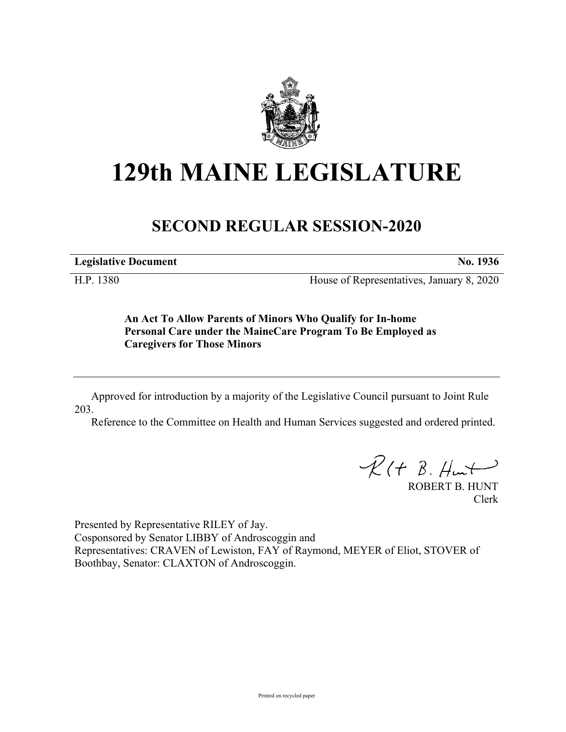# 129th MAINE LEGISLATURE

## SECOND REGULAR SESSION-2020

**Legislative Document** **No. 1936**

H.P. 1380 House of Representatives, January 8, 2020

**An Act To Allow Parents of Minors Who Qualify for In-home Personal Care under the MaineCare Program To Be Employed as Caregivers for Those Minors**

Approved for introduction by a majority of the Legislative Council pursuant to Joint Rule 203.

Reference to the Committee on Health and Human Services suggested and ordered printed.

ROBERT B. HUNT
Clerk

Presented by Representative RILEY of Jay.
Cosponsored by Senator LIBBY of Androscoggin and
Representatives: CRAVEN of Lewiston, FAY of Raymond, MEYER of Eliot, STOVER of Boothbay, Senator: CLAXTON of Androscoggin.

Printed on recycled paper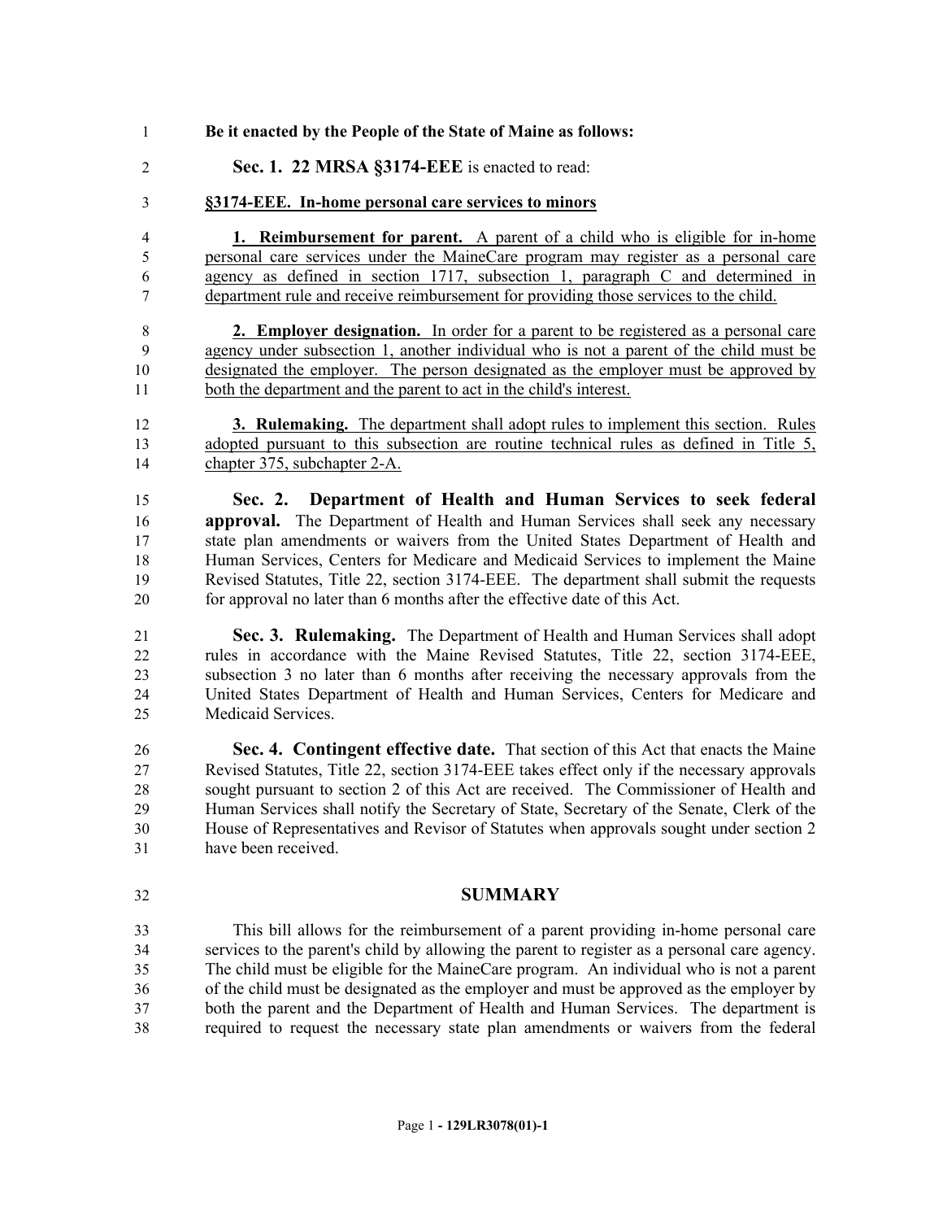**Be it enacted by the People of the State of Maine as follows:**

**Sec. 1. 22 MRSA §3174-EEE** is enacted to read:

**§3174-EEE. In-home personal care services to minors**

**1. Reimbursement for parent.** A parent of a child who is eligible for in-home personal care services under the MaineCare program may register as a personal care agency as defined in section 1717, subsection 1, paragraph C and determined in department rule and receive reimbursement for providing those services to the child.

**2. Employer designation.** In order for a parent to be registered as a personal care agency under subsection 1, another individual who is not a parent of the child must be designated the employer. The person designated as the employer must be approved by both the department and the parent to act in the child's interest.

**3. Rulemaking.** The department shall adopt rules to implement this section. Rules adopted pursuant to this subsection are routine technical rules as defined in Title 5, chapter 375, subchapter 2-A.

**Sec. 2. Department of Health and Human Services to seek federal approval.** The Department of Health and Human Services shall seek any necessary state plan amendments or waivers from the United States Department of Health and Human Services, Centers for Medicare and Medicaid Services to implement the Maine Revised Statutes, Title 22, section 3174-EEE. The department shall submit the requests for approval no later than 6 months after the effective date of this Act.

**Sec. 3. Rulemaking.** The Department of Health and Human Services shall adopt rules in accordance with the Maine Revised Statutes, Title 22, section 3174-EEE, subsection 3 no later than 6 months after receiving the necessary approvals from the United States Department of Health and Human Services, Centers for Medicare and Medicaid Services.

**Sec. 4. Contingent effective date.** That section of this Act that enacts the Maine Revised Statutes, Title 22, section 3174-EEE takes effect only if the necessary approvals sought pursuant to section 2 of this Act are received. The Commissioner of Health and Human Services shall notify the Secretary of State, Secretary of the Senate, Clerk of the House of Representatives and Revisor of Statutes when approvals sought under section 2 have been received.

## SUMMARY

This bill allows for the reimbursement of a parent providing in-home personal care services to the parent's child by allowing the parent to register as a personal care agency. The child must be eligible for the MaineCare program. An individual who is not a parent of the child must be designated as the employer and must be approved as the employer by both the parent and the Department of Health and Human Services. The department is required to request the necessary state plan amendments or waivers from the federal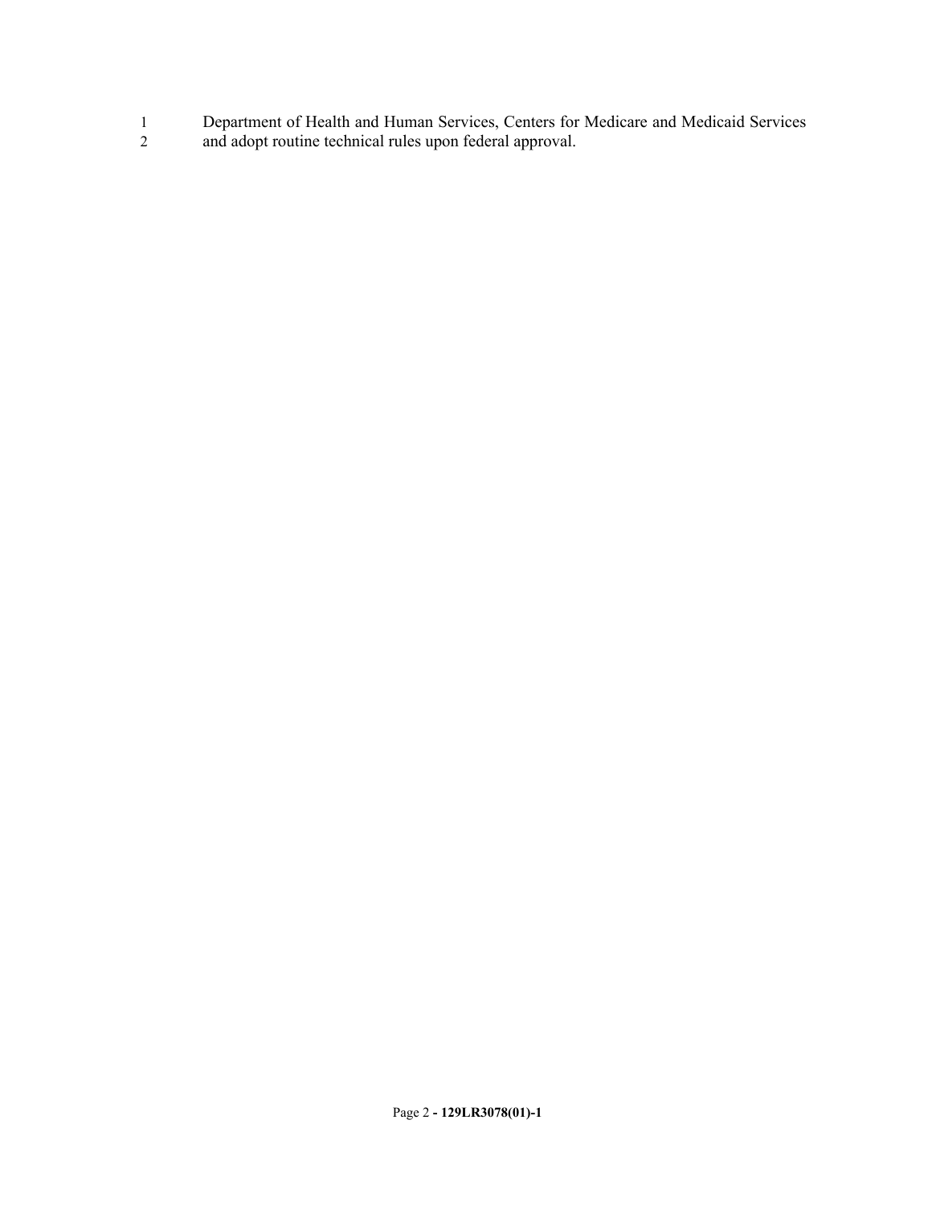Department of Health and Human Services, Centers for Medicare and Medicaid Services and adopt routine technical rules upon federal approval.